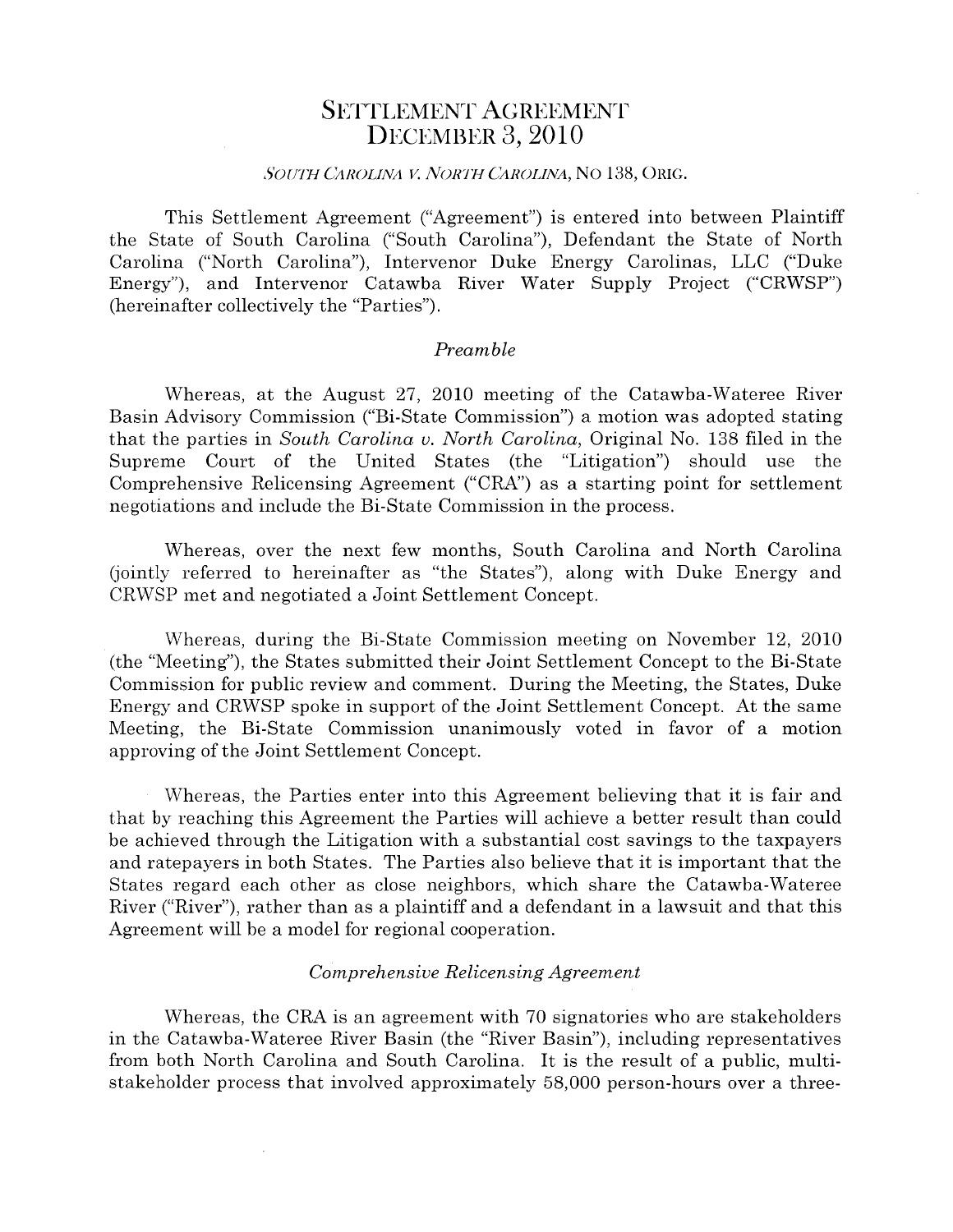# SETTLEMENT AGREEMENT
# DECEMBER 3, 2010

*SOUTH CAROLINA V. NORTH CAROLINA*, NO 138, ORIG.

This Settlement Agreement ("Agreement") is entered into between Plaintiff the State of South Carolina ("South Carolina"), Defendant the State of North Carolina ("North Carolina"), Intervenor Duke Energy Carolinas, LLC ("Duke Energy"), and Intervenor Catawba River Water Supply Project ("CRWSP") (hereinafter collectively the "Parties").

## *Preamble*

Whereas, at the August 27, 2010 meeting of the Catawba-Wateree River Basin Advisory Commission ("Bi-State Commission") a motion was adopted stating that the parties in *South Carolina v. North Carolina*, Original No. 138 filed in the Supreme Court of the United States (the "Litigation") should use the Comprehensive Relicensing Agreement ("CRA") as a starting point for settlement negotiations and include the Bi-State Commission in the process.

Whereas, over the next few months, South Carolina and North Carolina (jointly referred to hereinafter as "the States"), along with Duke Energy and CRWSP met and negotiated a Joint Settlement Concept.

Whereas, during the Bi-State Commission meeting on November 12, 2010 (the "Meeting"), the States submitted their Joint Settlement Concept to the Bi-State Commission for public review and comment. During the Meeting, the States, Duke Energy and CRWSP spoke in support of the Joint Settlement Concept. At the same Meeting, the Bi-State Commission unanimously voted in favor of a motion approving of the Joint Settlement Concept.

Whereas, the Parties enter into this Agreement believing that it is fair and that by reaching this Agreement the Parties will achieve a better result than could be achieved through the Litigation with a substantial cost savings to the taxpayers and ratepayers in both States. The Parties also believe that it is important that the States regard each other as close neighbors, which share the Catawba-Wateree River ("River"), rather than as a plaintiff and a defendant in a lawsuit and that this Agreement will be a model for regional cooperation.

## *Comprehensive Relicensing Agreement*

Whereas, the CRA is an agreement with 70 signatories who are stakeholders in the Catawba-Wateree River Basin (the "River Basin"), including representatives from both North Carolina and South Carolina. It is the result of a public, multi-stakeholder process that involved approximately 58,000 person-hours over a three-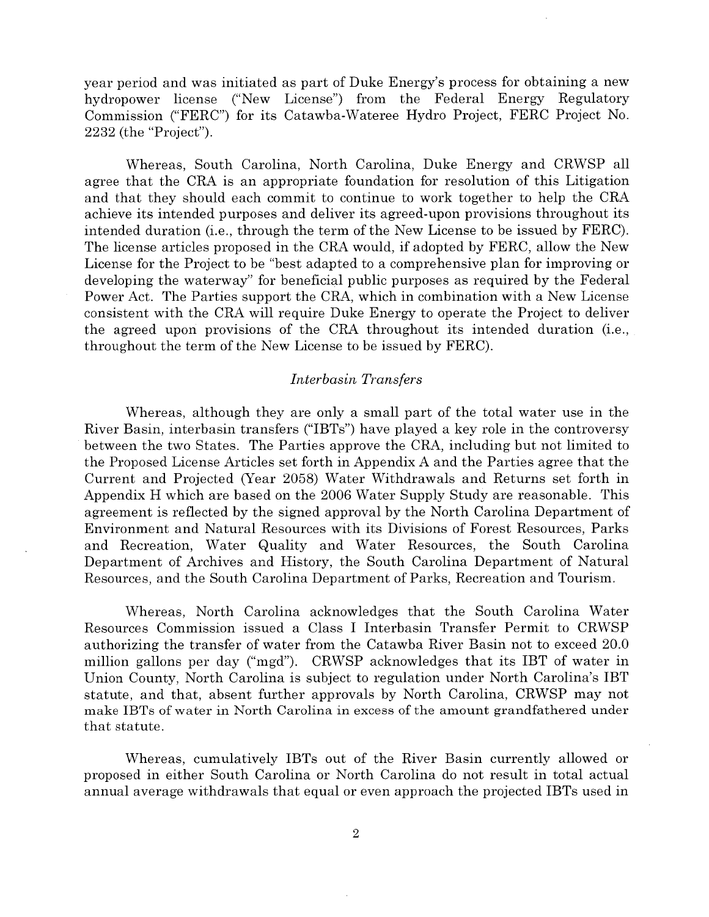year period and was initiated as part of Duke Energy's process for obtaining a new hydropower license ("New License") from the Federal Energy Regulatory Commission ("FERC") for its Catawba-Wateree Hydro Project, FERC Project No. 2232 (the "Project").

Whereas, South Carolina, North Carolina, Duke Energy and CRWSP all agree that the CRA is an appropriate foundation for resolution of this Litigation and that they should each commit to continue to work together to help the CRA achieve its intended purposes and deliver its agreed-upon provisions throughout its intended duration (i.e., through the term of the New License to be issued by FERC). The license articles proposed in the CRA would, if adopted by FERC, allow the New License for the Project to be "best adapted to a comprehensive plan for improving or developing the waterway" for beneficial public purposes as required by the Federal Power Act. The Parties support the CRA, which in combination with a New License consistent with the CRA will require Duke Energy to operate the Project to deliver the agreed upon provisions of the CRA throughout its intended duration (i.e., throughout the term of the New License to be issued by FERC).

### *Interbasin Transfers*

Whereas, although they are only a small part of the total water use in the River Basin, interbasin transfers ("IBTs") have played a key role in the controversy between the two States. The Parties approve the CRA, including but not limited to the Proposed License Articles set forth in Appendix A and the Parties agree that the Current and Projected (Year 2058) Water Withdrawals and Returns set forth in Appendix H which are based on the 2006 Water Supply Study are reasonable. This agreement is reflected by the signed approval by the North Carolina Department of Environment and Natural Resources with its Divisions of Forest Resources, Parks and Recreation, Water Quality and Water Resources, the South Carolina Department of Archives and History, the South Carolina Department of Natural Resources, and the South Carolina Department of Parks, Recreation and Tourism.

Whereas, North Carolina acknowledges that the South Carolina Water Resources Commission issued a Class I Interbasin Transfer Permit to CRWSP authorizing the transfer of water from the Catawba River Basin not to exceed 20.0 million gallons per day ("mgd"). CRWSP acknowledges that its IBT of water in Union County, North Carolina is subject to regulation under North Carolina's IBT statute, and that, absent further approvals by North Carolina, CRWSP may not make IBTs of water in North Carolina in excess of the amount grandfathered under that statute.

Whereas, cumulatively IBTs out of the River Basin currently allowed or proposed in either South Carolina or North Carolina do not result in total actual annual average withdrawals that equal or even approach the projected IBTs used in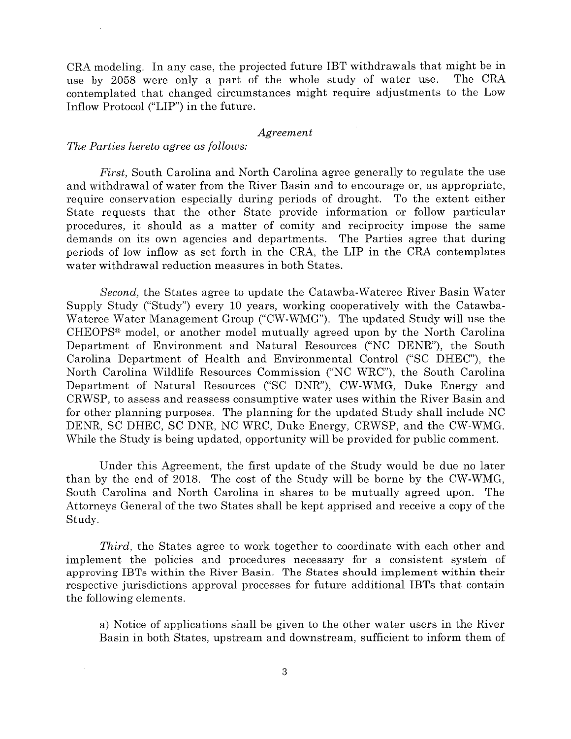CRA modeling. In any case, the projected future IBT withdrawals that might be in use by 2058 were only a part of the whole study of water use. The CRA contemplated that changed circumstances might require adjustments to the Low Inflow Protocol ("LIP") in the future.

*Agreement*

*The Parties hereto agree as follows:*

*First*, South Carolina and North Carolina agree generally to regulate the use and withdrawal of water from the River Basin and to encourage or, as appropriate, require conservation especially during periods of drought. To the extent either State requests that the other State provide information or follow particular procedures, it should as a matter of comity and reciprocity impose the same demands on its own agencies and departments. The Parties agree that during periods of low inflow as set forth in the CRA, the LIP in the CRA contemplates water withdrawal reduction measures in both States.

*Second*, the States agree to update the Catawba-Wateree River Basin Water Supply Study ("Study") every 10 years, working cooperatively with the Catawba-Wateree Water Management Group ("CW-WMG"). The updated Study will use the CHEOPS® model, or another model mutually agreed upon by the North Carolina Department of Environment and Natural Resources ("NC DENR"), the South Carolina Department of Health and Environmental Control ("SC DHEC"), the North Carolina Wildlife Resources Commission ("NC WRC"), the South Carolina Department of Natural Resources ("SC DNR"), CW-WMG, Duke Energy and CRWSP, to assess and reassess consumptive water uses within the River Basin and for other planning purposes. The planning for the updated Study shall include NC DENR, SC DHEC, SC DNR, NC WRC, Duke Energy, CRWSP, and the CW-WMG. While the Study is being updated, opportunity will be provided for public comment.

Under this Agreement, the first update of the Study would be due no later than by the end of 2018. The cost of the Study will be borne by the CW-WMG, South Carolina and North Carolina in shares to be mutually agreed upon. The Attorneys General of the two States shall be kept apprised and receive a copy of the Study.

*Third*, the States agree to work together to coordinate with each other and implement the policies and procedures necessary for a consistent system of approving IBTs within the River Basin. The States should implement within their respective jurisdictions approval processes for future additional IBTs that contain the following elements.

a) Notice of applications shall be given to the other water users in the River Basin in both States, upstream and downstream, sufficient to inform them of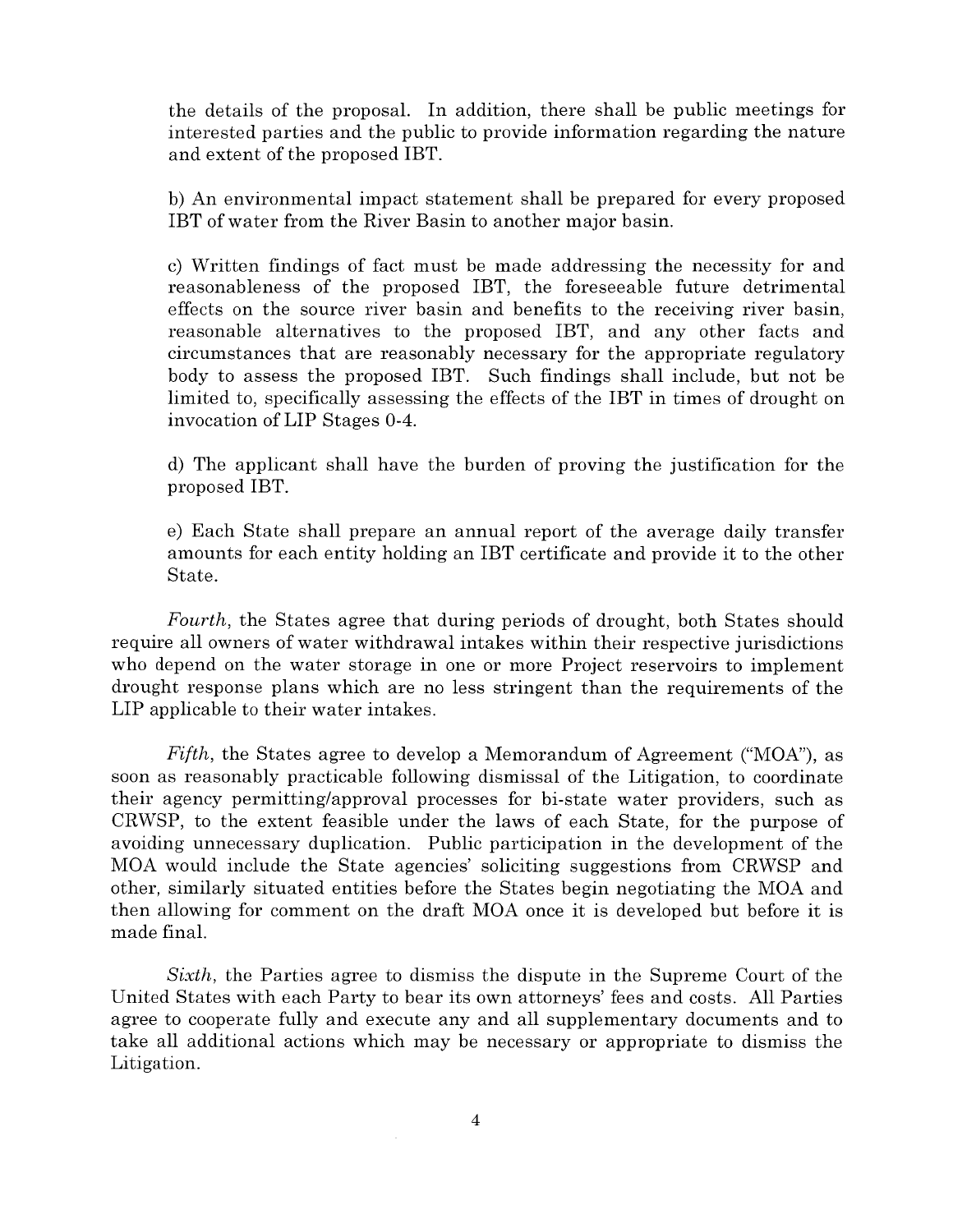the details of the proposal. In addition, there shall be public meetings for interested parties and the public to provide information regarding the nature and extent of the proposed IBT.

b) An environmental impact statement shall be prepared for every proposed IBT of water from the River Basin to another major basin.

c) Written findings of fact must be made addressing the necessity for and reasonableness of the proposed IBT, the foreseeable future detrimental effects on the source river basin and benefits to the receiving river basin, reasonable alternatives to the proposed IBT, and any other facts and circumstances that are reasonably necessary for the appropriate regulatory body to assess the proposed IBT. Such findings shall include, but not be limited to, specifically assessing the effects of the IBT in times of drought on invocation of LIP Stages 0-4.

d) The applicant shall have the burden of proving the justification for the proposed IBT.

e) Each State shall prepare an annual report of the average daily transfer amounts for each entity holding an IBT certificate and provide it to the other State.

*Fourth*, the States agree that during periods of drought, both States should require all owners of water withdrawal intakes within their respective jurisdictions who depend on the water storage in one or more Project reservoirs to implement drought response plans which are no less stringent than the requirements of the LIP applicable to their water intakes.

*Fifth*, the States agree to develop a Memorandum of Agreement ("MOA"), as soon as reasonably practicable following dismissal of the Litigation, to coordinate their agency permitting/approval processes for bi-state water providers, such as CRWSP, to the extent feasible under the laws of each State, for the purpose of avoiding unnecessary duplication. Public participation in the development of the MOA would include the State agencies' soliciting suggestions from CRWSP and other, similarly situated entities before the States begin negotiating the MOA and then allowing for comment on the draft MOA once it is developed but before it is made final.

*Sixth*, the Parties agree to dismiss the dispute in the Supreme Court of the United States with each Party to bear its own attorneys' fees and costs. All Parties agree to cooperate fully and execute any and all supplementary documents and to take all additional actions which may be necessary or appropriate to dismiss the Litigation.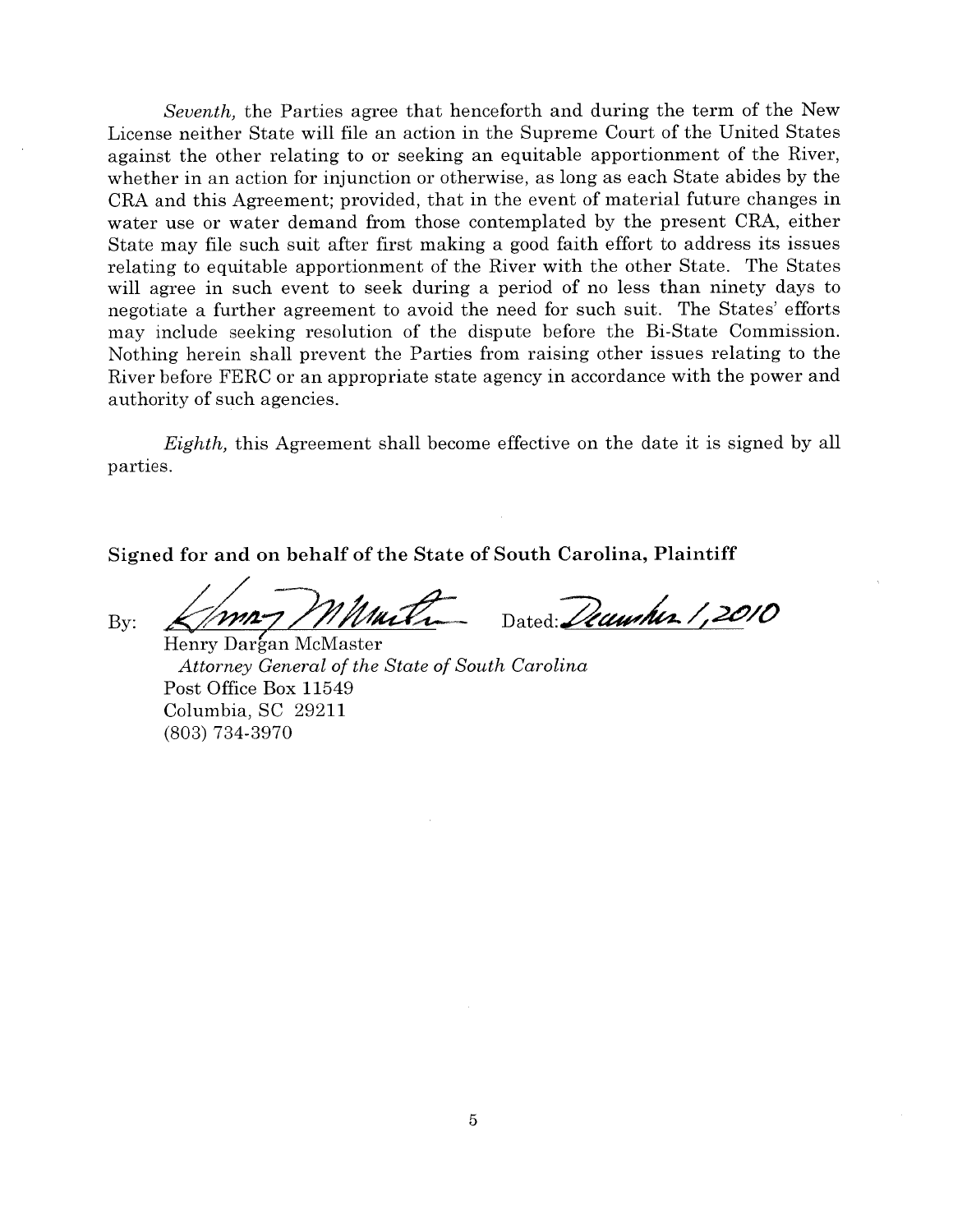*Seventh,* the Parties agree that henceforth and during the term of the New License neither State will file an action in the Supreme Court of the United States against the other relating to or seeking an equitable apportionment of the River, whether in an action for injunction or otherwise, as long as each State abides by the CRA and this Agreement; provided, that in the event of material future changes in water use or water demand from those contemplated by the present CRA, either State may file such suit after first making a good faith effort to address its issues relating to equitable apportionment of the River with the other State. The States will agree in such event to seek during a period of no less than ninety days to negotiate a further agreement to avoid the need for such suit. The States' efforts may include seeking resolution of the dispute before the Bi-State Commission. Nothing herein shall prevent the Parties from raising other issues relating to the River before FERC or an appropriate state agency in accordance with the power and authority of such agencies.

*Eighth,* this Agreement shall become effective on the date it is signed by all parties.

**Signed for and on behalf of the State of South Carolina, Plaintiff**

By: _[signature]_ Dated: December 1, 2010

Henry Dargan McMaster
*Attorney General of the State of South Carolina*
Post Office Box 11549
Columbia, SC 29211
(803) 734-3970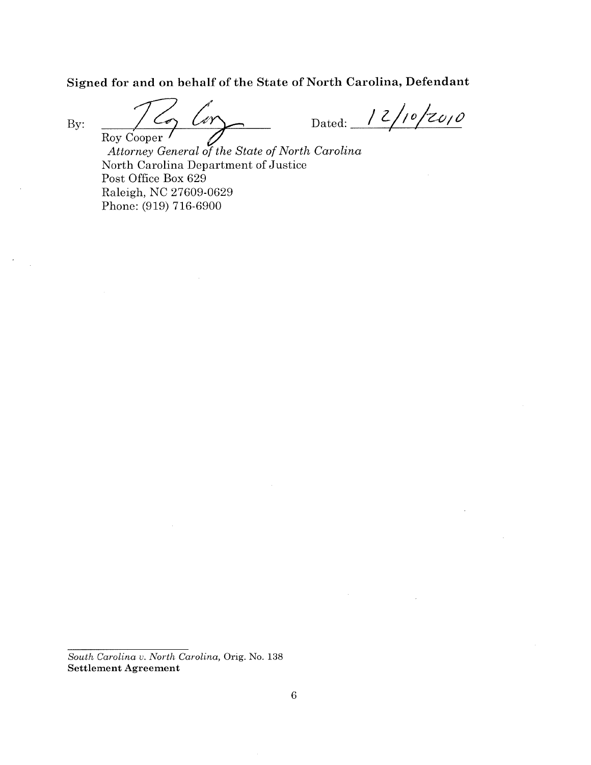**Signed for and on behalf of the State of North Carolina, Defendant**

By: ______________________________ Dated: 12/10/2010

Roy Cooper
*Attorney General of the State of North Carolina*
North Carolina Department of Justice
Post Office Box 629
Raleigh, NC 27609-0629
Phone: (919) 716-6900

*South Carolina v. North Carolina*, Orig. No. 138
**Settlement Agreement**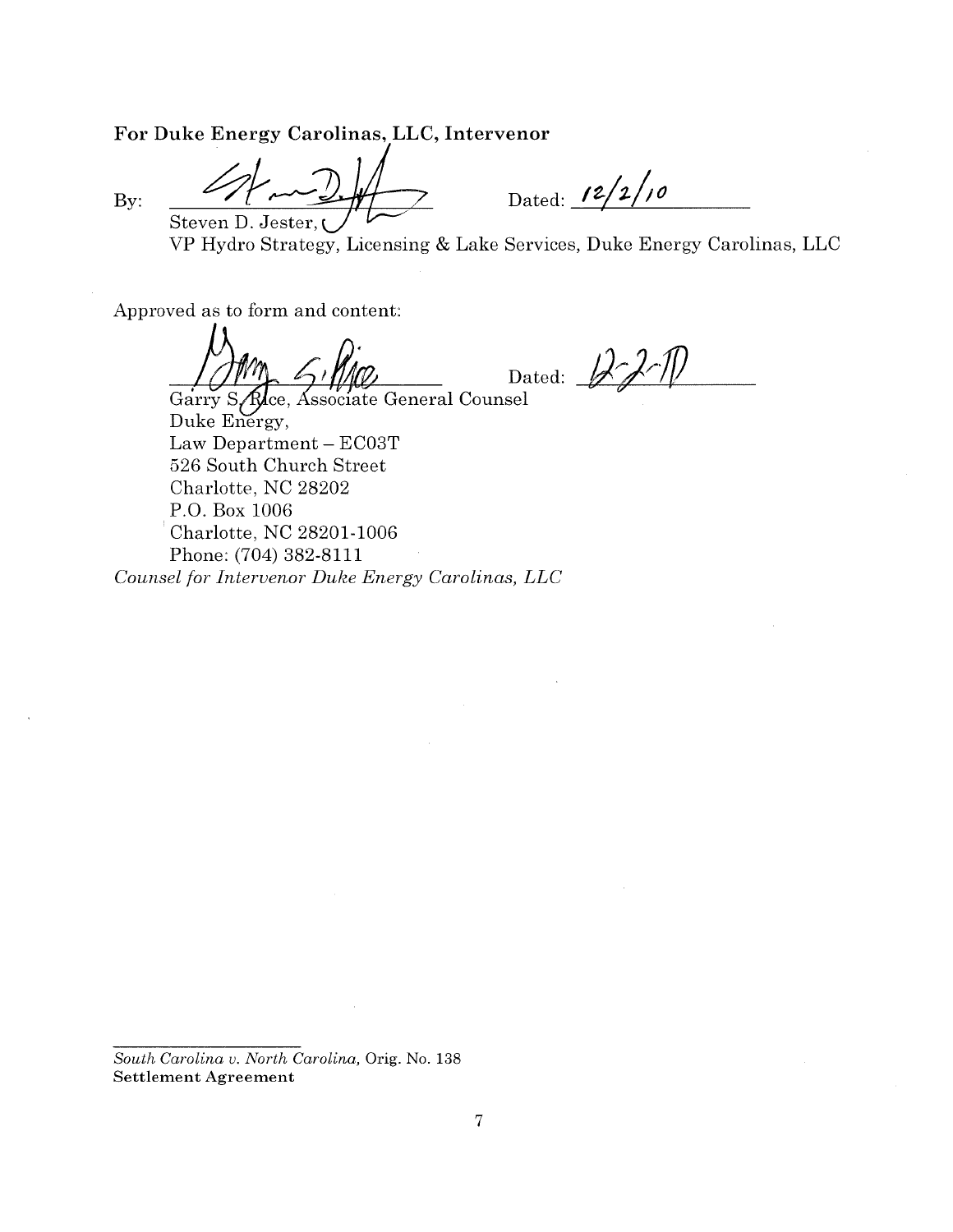**For Duke Energy Carolinas, LLC, Intervenor**

By: \_\_\_\_\_\_\_\_\_\_\_\_\_\_\_\_\_\_\_\_\_\_\_\_ Dated: 12/2/10

Steven D. Jester,
VP Hydro Strategy, Licensing & Lake Services, Duke Energy Carolinas, LLC

Approved as to form and content:

\_\_\_\_\_\_\_\_\_\_\_\_\_\_\_\_\_\_\_\_\_\_\_\_ Dated: 12-2-10

Garry S. Rice, Associate General Counsel
Duke Energy,
Law Department – EC03T
526 South Church Street
Charlotte, NC 28202
P.O. Box 1006
Charlotte, NC 28201-1006
Phone: (704) 382-8111
*Counsel for Intervenor Duke Energy Carolinas, LLC*

*South Carolina v. North Carolina*, Orig. No. 138
**Settlement Agreement**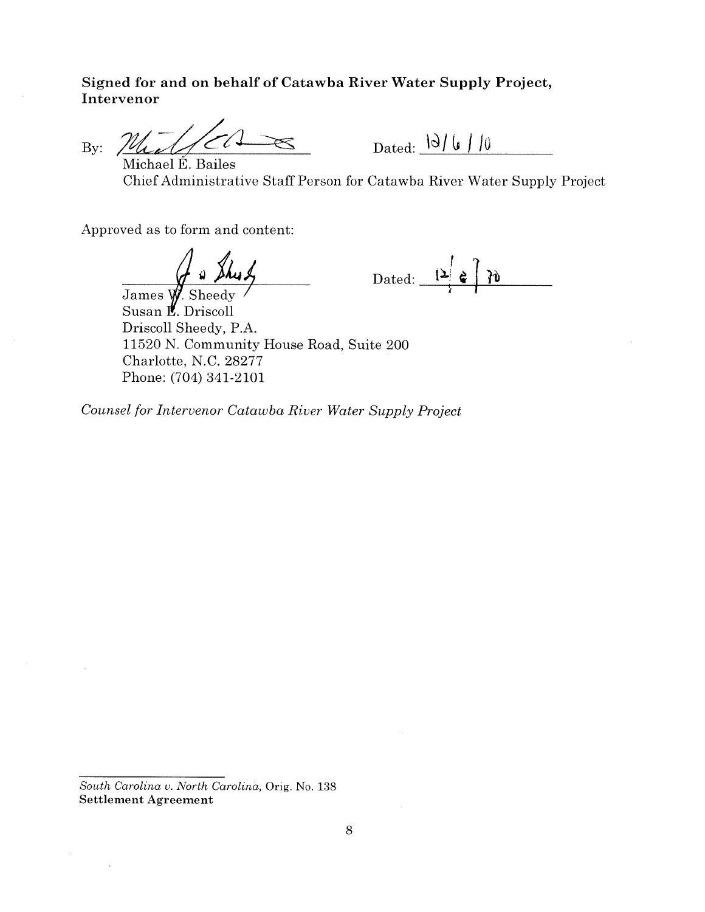**Signed for and on behalf of Catawba River Water Supply Project, Intervenor**

By: ______________________ Dated: 12/6/10

Michael E. Bailes
Chief Administrative Staff Person for Catawba River Water Supply Project

Approved as to form and content:

______________________ Dated: 12/6/10

James W. Sheedy
Susan E. Driscoll
Driscoll Sheedy, P.A.
11520 N. Community House Road, Suite 200
Charlotte, N.C. 28277
Phone: (704) 341-2101

*Counsel for Intervenor Catawba River Water Supply Project*

---

*South Carolina v. North Carolina*, Orig. No. 138
**Settlement Agreement**